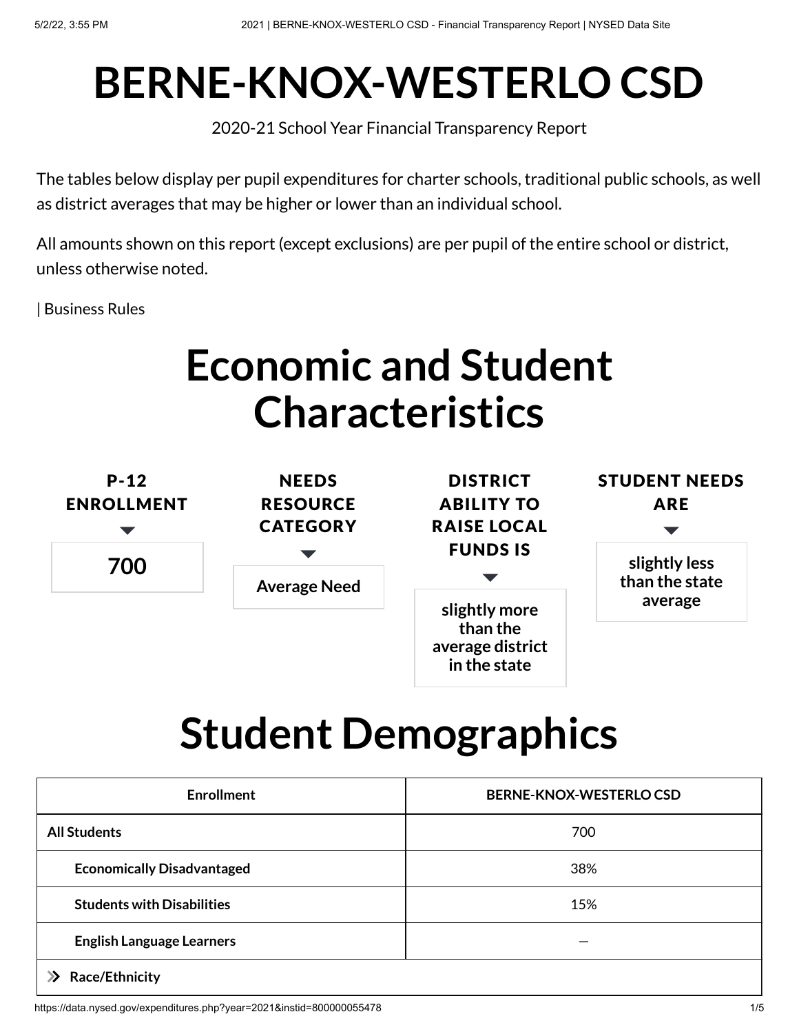# BERNE-KNOX-WESTERLO CSD

2020-21 School Year Financial Transparency Report

The tables below display per pupil expenditures for charter schools, traditional public schools, as well as district averages that may be higher or lower than an individual school.

All amounts shown on this report (except exclusions) are per pupil of the entire school or district, unless otherwise noted.

| Business Rules

# Economic and Student Characteristics

**P-12 ENROLLMENT**

700

**NEEDS RESOURCE CATEGORY**

Average Need

**DISTRICT ABILITY TO RAISE LOCAL FUNDS IS**

slightly more than the average district in the state

**STUDENT NEEDS ARE**

slightly less than the state average

# Student Demographics

| Enrollment | BERNE-KNOX-WESTERLO CSD |
|---|---|
| **All Students** | 700 |
| **Economically Disadvantaged** | 38% |
| **Students with Disabilities** | 15% |
| **English Language Learners** | — |
| **Race/Ethnicity** | |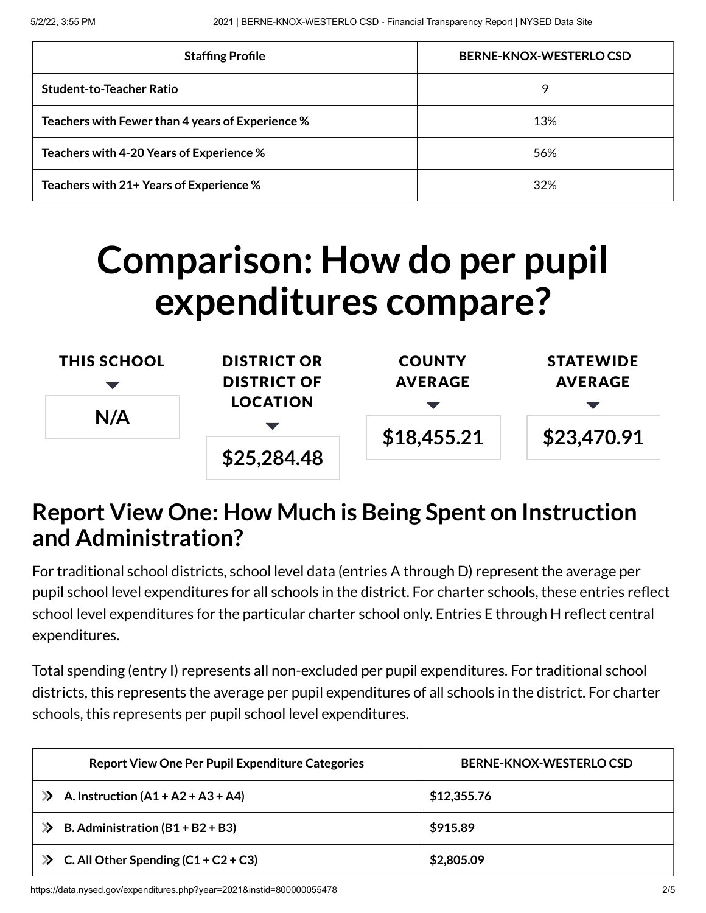| Staffing Profile | BERNE-KNOX-WESTERLO CSD |
|---|---|
| **Student-to-Teacher Ratio** | 9 |
| **Teachers with Fewer than 4 years of Experience %** | 13% |
| **Teachers with 4-20 Years of Experience %** | 56% |
| **Teachers with 21+ Years of Experience %** | 32% |

# Comparison: How do per pupil expenditures compare?

| THIS SCHOOL | DISTRICT OR DISTRICT OF LOCATION | COUNTY AVERAGE | STATEWIDE AVERAGE |
|---|---|---|---|
| **N/A** | **$25,284.48** | **$18,455.21** | **$23,470.91** |

## Report View One: How Much is Being Spent on Instruction and Administration?

For traditional school districts, school level data (entries A through D) represent the average per pupil school level expenditures for all schools in the district. For charter schools, these entries reflect school level expenditures for the particular charter school only. Entries E through H reflect central expenditures.

Total spending (entry I) represents all non-excluded per pupil expenditures. For traditional school districts, this represents the average per pupil expenditures of all schools in the district. For charter schools, this represents per pupil school level expenditures.

| Report View One Per Pupil Expenditure Categories | BERNE-KNOX-WESTERLO CSD |
|---|---|
| **A. Instruction (A1 + A2 + A3 + A4)** | **$12,355.76** |
| **B. Administration (B1 + B2 + B3)** | **$915.89** |
| **C. All Other Spending (C1 + C2 + C3)** | **$2,805.09** |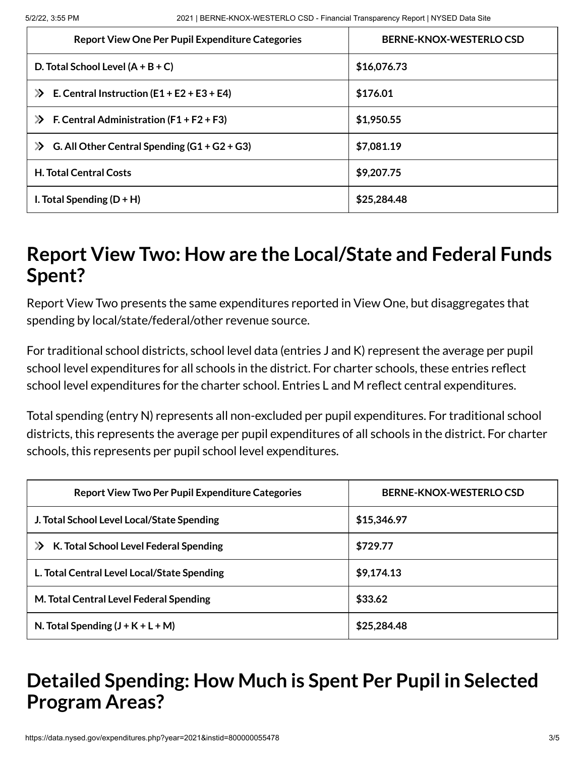| Report View One Per Pupil Expenditure Categories | BERNE-KNOX-WESTERLO CSD |
|---|---|
| **D. Total School Level (A + B + C)** | **$16,076.73** |
| **E. Central Instruction (E1 + E2 + E3 + E4)** | **$176.01** |
| **F. Central Administration (F1 + F2 + F3)** | **$1,950.55** |
| **G. All Other Central Spending (G1 + G2 + G3)** | **$7,081.19** |
| **H. Total Central Costs** | **$9,207.75** |
| **I. Total Spending (D + H)** | **$25,284.48** |

## Report View Two: How are the Local/State and Federal Funds Spent?

Report View Two presents the same expenditures reported in View One, but disaggregates that spending by local/state/federal/other revenue source.

For traditional school districts, school level data (entries J and K) represent the average per pupil school level expenditures for all schools in the district. For charter schools, these entries reflect school level expenditures for the charter school. Entries L and M reflect central expenditures.

Total spending (entry N) represents all non-excluded per pupil expenditures. For traditional school districts, this represents the average per pupil expenditures of all schools in the district. For charter schools, this represents per pupil school level expenditures.

| Report View Two Per Pupil Expenditure Categories | BERNE-KNOX-WESTERLO CSD |
|---|---|
| **J. Total School Level Local/State Spending** | **$15,346.97** |
| **K. Total School Level Federal Spending** | **$729.77** |
| **L. Total Central Level Local/State Spending** | **$9,174.13** |
| **M. Total Central Level Federal Spending** | **$33.62** |
| **N. Total Spending (J + K + L + M)** | **$25,284.48** |

## Detailed Spending: How Much is Spent Per Pupil in Selected Program Areas?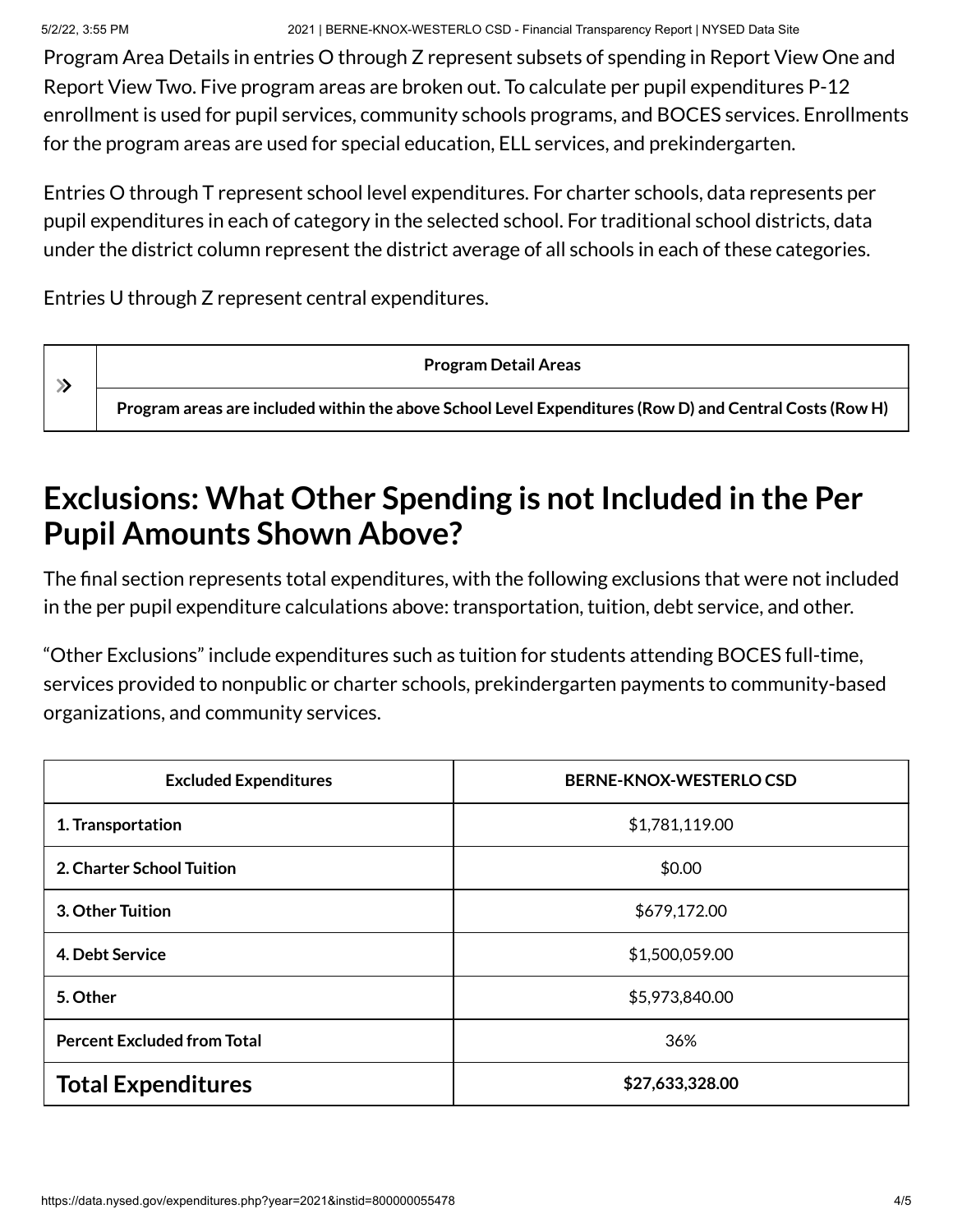Program Area Details in entries O through Z represent subsets of spending in Report View One and Report View Two. Five program areas are broken out. To calculate per pupil expenditures P-12 enrollment is used for pupil services, community schools programs, and BOCES services. Enrollments for the program areas are used for special education, ELL services, and prekindergarten.

Entries O through T represent school level expenditures. For charter schools, data represents per pupil expenditures in each of category in the selected school. For traditional school districts, data under the district column represent the district average of all schools in each of these categories.

Entries U through Z represent central expenditures.

| » | **Program Detail Areas** |
|---|---|
| | **Program areas are included within the above School Level Expenditures (Row D) and Central Costs (Row H)** |

## Exclusions: What Other Spending is not Included in the Per Pupil Amounts Shown Above?

The final section represents total expenditures, with the following exclusions that were not included in the per pupil expenditure calculations above: transportation, tuition, debt service, and other.

"Other Exclusions" include expenditures such as tuition for students attending BOCES full-time, services provided to nonpublic or charter schools, prekindergarten payments to community-based organizations, and community services.

| Excluded Expenditures | BERNE-KNOX-WESTERLO CSD |
|---|---|
| **1. Transportation** | $1,781,119.00 |
| **2. Charter School Tuition** | $0.00 |
| **3. Other Tuition** | $679,172.00 |
| **4. Debt Service** | $1,500,059.00 |
| **5. Other** | $5,973,840.00 |
| **Percent Excluded from Total** | 36% |
| **Total Expenditures** | **$27,633,328.00** |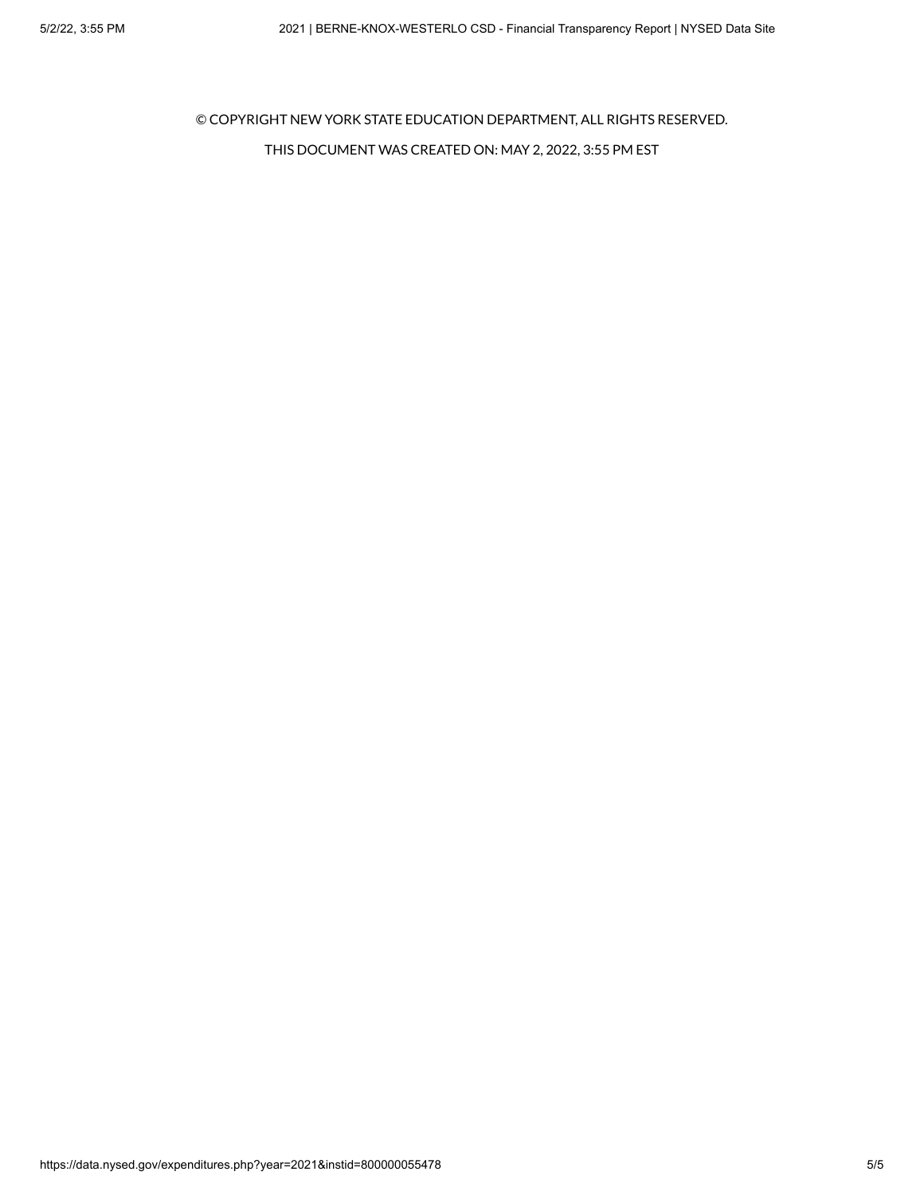© COPYRIGHT NEW YORK STATE EDUCATION DEPARTMENT, ALL RIGHTS RESERVED.

THIS DOCUMENT WAS CREATED ON: MAY 2, 2022, 3:55 PM EST